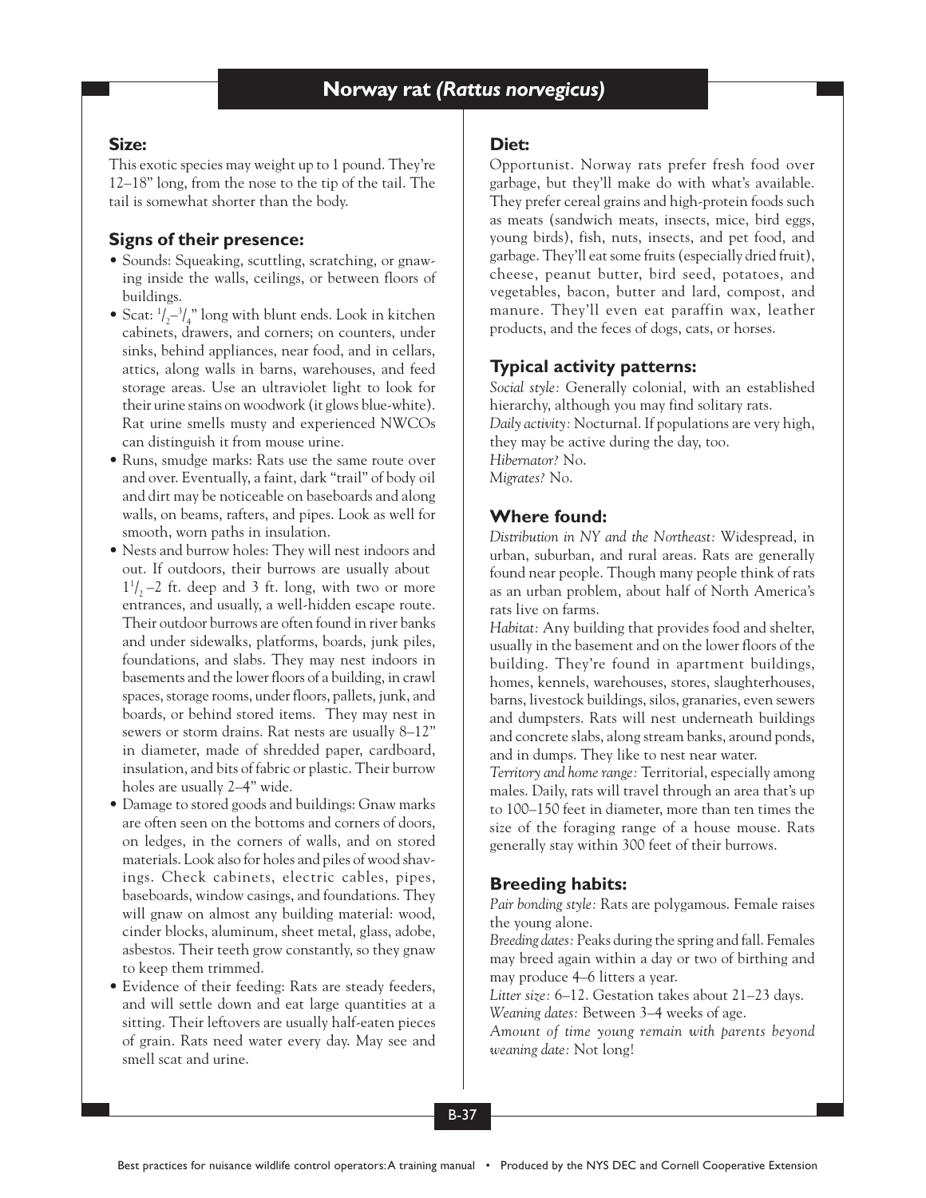# Norway rat *(Rattus norvegicus)*

## Size:

This exotic species may weight up to 1 pound. They're 12–18" long, from the nose to the tip of the tail. The tail is somewhat shorter than the body.

## Signs of their presence:

- Sounds: Squeaking, scuttling, scratching, or gnawing inside the walls, ceilings, or between floors of buildings.
- Scat: $^1/_2$–$^3/_4$" long with blunt ends. Look in kitchen cabinets, drawers, and corners; on counters, under sinks, behind appliances, near food, and in cellars, attics, along walls in barns, warehouses, and feed storage areas. Use an ultraviolet light to look for their urine stains on woodwork (it glows blue-white). Rat urine smells musty and experienced NWCOs can distinguish it from mouse urine.
- Runs, smudge marks: Rats use the same route over and over. Eventually, a faint, dark "trail" of body oil and dirt may be noticeable on baseboards and along walls, on beams, rafters, and pipes. Look as well for smooth, worn paths in insulation.
- Nests and burrow holes: They will nest indoors and out. If outdoors, their burrows are usually about $1^1/_2$–2 ft. deep and 3 ft. long, with two or more entrances, and usually, a well-hidden escape route. Their outdoor burrows are often found in river banks and under sidewalks, platforms, boards, junk piles, foundations, and slabs. They may nest indoors in basements and the lower floors of a building, in crawl spaces, storage rooms, under floors, pallets, junk, and boards, or behind stored items. They may nest in sewers or storm drains. Rat nests are usually 8–12" in diameter, made of shredded paper, cardboard, insulation, and bits of fabric or plastic. Their burrow holes are usually 2–4" wide.
- Damage to stored goods and buildings: Gnaw marks are often seen on the bottoms and corners of doors, on ledges, in the corners of walls, and on stored materials. Look also for holes and piles of wood shavings. Check cabinets, electric cables, pipes, baseboards, window casings, and foundations. They will gnaw on almost any building material: wood, cinder blocks, aluminum, sheet metal, glass, adobe, asbestos. Their teeth grow constantly, so they gnaw to keep them trimmed.
- Evidence of their feeding: Rats are steady feeders, and will settle down and eat large quantities at a sitting. Their leftovers are usually half-eaten pieces of grain. Rats need water every day. May see and smell scat and urine.

## Diet:

Opportunist. Norway rats prefer fresh food over garbage, but they'll make do with what's available. They prefer cereal grains and high-protein foods such as meats (sandwich meats, insects, mice, bird eggs, young birds), fish, nuts, insects, and pet food, and garbage. They'll eat some fruits (especially dried fruit), cheese, peanut butter, bird seed, potatoes, and vegetables, bacon, butter and lard, compost, and manure. They'll even eat paraffin wax, leather products, and the feces of dogs, cats, or horses.

## Typical activity patterns:

*Social style:* Generally colonial, with an established hierarchy, although you may find solitary rats.
*Daily activity:* Nocturnal. If populations are very high, they may be active during the day, too.
*Hibernator?* No.
*Migrates?* No.

## Where found:

*Distribution in NY and the Northeast:* Widespread, in urban, suburban, and rural areas. Rats are generally found near people. Though many people think of rats as an urban problem, about half of North America's rats live on farms.
*Habitat:* Any building that provides food and shelter, usually in the basement and on the lower floors of the building. They're found in apartment buildings, homes, kennels, warehouses, stores, slaughterhouses, barns, livestock buildings, silos, granaries, even sewers and dumpsters. Rats will nest underneath buildings and concrete slabs, along stream banks, around ponds, and in dumps. They like to nest near water.
*Territory and home range:* Territorial, especially among males. Daily, rats will travel through an area that's up to 100–150 feet in diameter, more than ten times the size of the foraging range of a house mouse. Rats generally stay within 300 feet of their burrows.

## Breeding habits:

*Pair bonding style:* Rats are polygamous. Female raises the young alone.
*Breeding dates:* Peaks during the spring and fall. Females may breed again within a day or two of birthing and may produce 4–6 litters a year.
*Litter size:* 6–12. Gestation takes about 21–23 days.
*Weaning dates:* Between 3–4 weeks of age.
*Amount of time young remain with parents beyond weaning date:* Not long!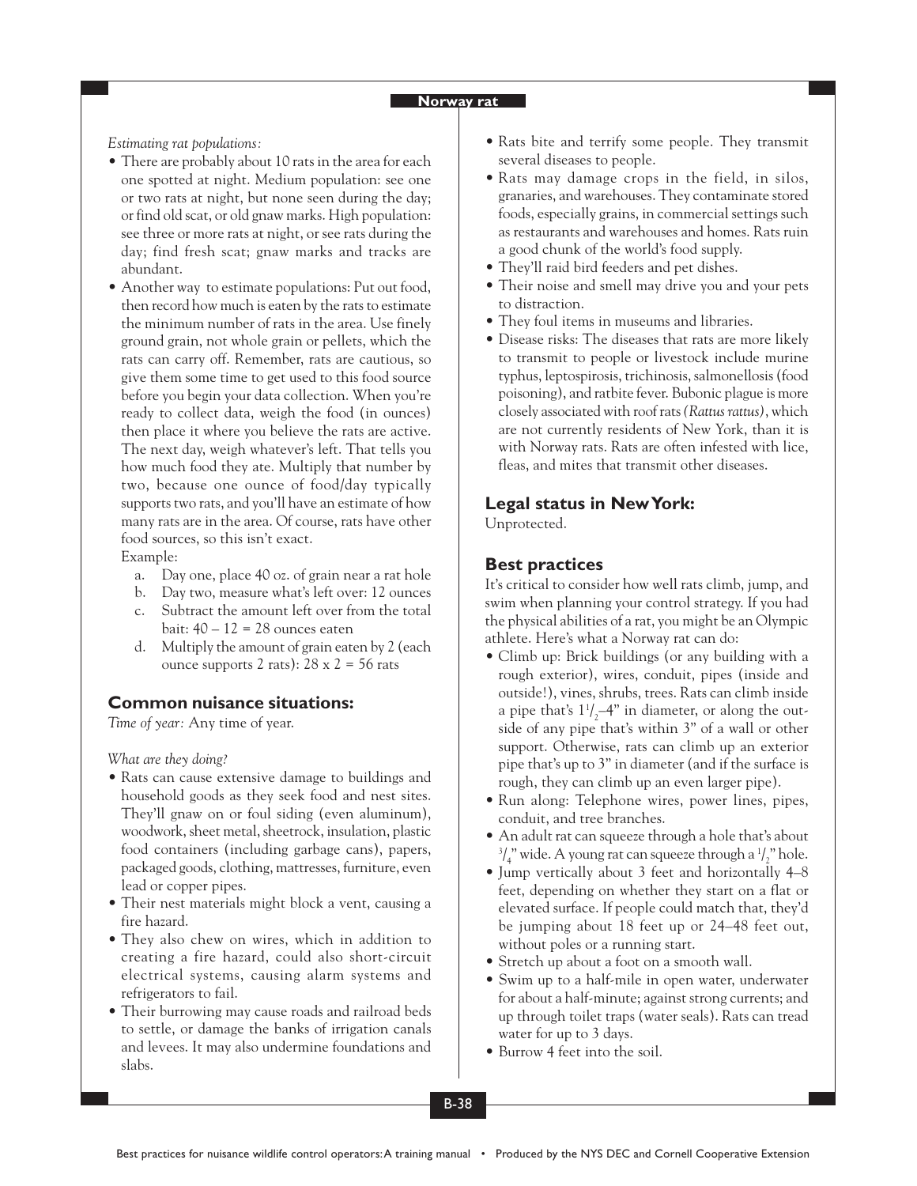*Estimating rat populations:*

- There are probably about 10 rats in the area for each one spotted at night. Medium population: see one or two rats at night, but none seen during the day; or find old scat, or old gnaw marks. High population: see three or more rats at night, or see rats during the day; find fresh scat; gnaw marks and tracks are abundant.
- Another way to estimate populations: Put out food, then record how much is eaten by the rats to estimate the minimum number of rats in the area. Use finely ground grain, not whole grain or pellets, which the rats can carry off. Remember, rats are cautious, so give them some time to get used to this food source before you begin your data collection. When you're ready to collect data, weigh the food (in ounces) then place it where you believe the rats are active. The next day, weigh whatever's left. That tells you how much food they ate. Multiply that number by two, because one ounce of food/day typically supports two rats, and you'll have an estimate of how many rats are in the area. Of course, rats have other food sources, so this isn't exact.

  Example:

  a. Day one, place 40 oz. of grain near a rat hole
  b. Day two, measure what's left over: 12 ounces
  c. Subtract the amount left over from the total bait: 40 – 12 = 28 ounces eaten
  d. Multiply the amount of grain eaten by 2 (each ounce supports 2 rats): 28 x 2 = 56 rats

## Common nuisance situations:

*Time of year:* Any time of year.

*What are they doing?*

- Rats can cause extensive damage to buildings and household goods as they seek food and nest sites. They'll gnaw on or foul siding (even aluminum), woodwork, sheet metal, sheetrock, insulation, plastic food containers (including garbage cans), papers, packaged goods, clothing, mattresses, furniture, even lead or copper pipes.
- Their nest materials might block a vent, causing a fire hazard.
- They also chew on wires, which in addition to creating a fire hazard, could also short-circuit electrical systems, causing alarm systems and refrigerators to fail.
- Their burrowing may cause roads and railroad beds to settle, or damage the banks of irrigation canals and levees. It may also undermine foundations and slabs.
- Rats bite and terrify some people. They transmit several diseases to people.
- Rats may damage crops in the field, in silos, granaries, and warehouses. They contaminate stored foods, especially grains, in commercial settings such as restaurants and warehouses and homes. Rats ruin a good chunk of the world's food supply.
- They'll raid bird feeders and pet dishes.
- Their noise and smell may drive you and your pets to distraction.
- They foul items in museums and libraries.
- Disease risks: The diseases that rats are more likely to transmit to people or livestock include murine typhus, leptospirosis, trichinosis, salmonellosis (food poisoning), and ratbite fever. Bubonic plague is more closely associated with roof rats *(Rattus rattus)*, which are not currently residents of New York, than it is with Norway rats. Rats are often infested with lice, fleas, and mites that transmit other diseases.

## Legal status in New York:

Unprotected.

## Best practices

It's critical to consider how well rats climb, jump, and swim when planning your control strategy. If you had the physical abilities of a rat, you might be an Olympic athlete. Here's what a Norway rat can do:

- Climb up: Brick buildings (or any building with a rough exterior), wires, conduit, pipes (inside and outside!), vines, shrubs, trees. Rats can climb inside a pipe that's 1½–4" in diameter, or along the outside of any pipe that's within 3" of a wall or other support. Otherwise, rats can climb up an exterior pipe that's up to 3" in diameter (and if the surface is rough, they can climb up an even larger pipe).
- Run along: Telephone wires, power lines, pipes, conduit, and tree branches.
- An adult rat can squeeze through a hole that's about ¾" wide. A young rat can squeeze through a ½" hole.
- Jump vertically about 3 feet and horizontally 4–8 feet, depending on whether they start on a flat or elevated surface. If people could match that, they'd be jumping about 18 feet up or 24–48 feet out, without poles or a running start.
- Stretch up about a foot on a smooth wall.
- Swim up to a half-mile in open water, underwater for about a half-minute; against strong currents; and up through toilet traps (water seals). Rats can tread water for up to 3 days.
- Burrow 4 feet into the soil.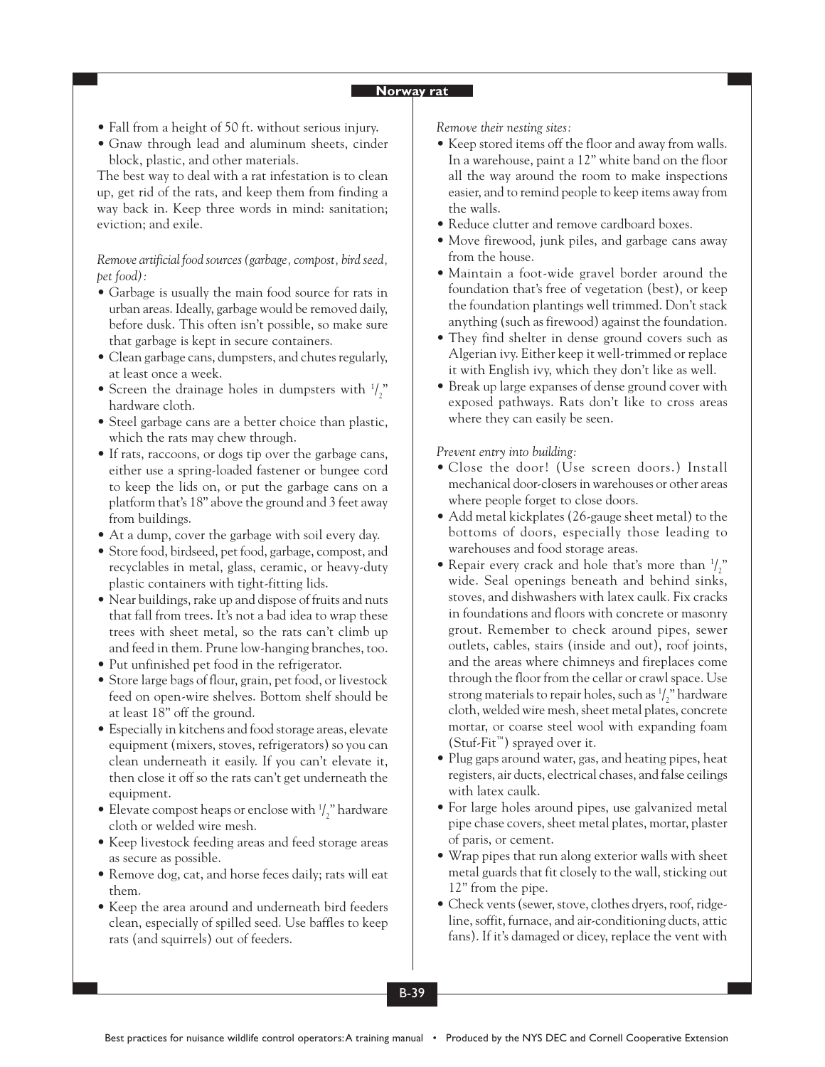- Fall from a height of 50 ft. without serious injury.
- Gnaw through lead and aluminum sheets, cinder block, plastic, and other materials.

The best way to deal with a rat infestation is to clean up, get rid of the rats, and keep them from finding a way back in. Keep three words in mind: sanitation; eviction; and exile.

*Remove artificial food sources (garbage, compost, bird seed, pet food):*

- Garbage is usually the main food source for rats in urban areas. Ideally, garbage would be removed daily, before dusk. This often isn't possible, so make sure that garbage is kept in secure containers.
- Clean garbage cans, dumpsters, and chutes regularly, at least once a week.
- Screen the drainage holes in dumpsters with 1/2" hardware cloth.
- Steel garbage cans are a better choice than plastic, which the rats may chew through.
- If rats, raccoons, or dogs tip over the garbage cans, either use a spring-loaded fastener or bungee cord to keep the lids on, or put the garbage cans on a platform that's 18" above the ground and 3 feet away from buildings.
- At a dump, cover the garbage with soil every day.
- Store food, birdseed, pet food, garbage, compost, and recyclables in metal, glass, ceramic, or heavy-duty plastic containers with tight-fitting lids.
- Near buildings, rake up and dispose of fruits and nuts that fall from trees. It's not a bad idea to wrap these trees with sheet metal, so the rats can't climb up and feed in them. Prune low-hanging branches, too.
- Put unfinished pet food in the refrigerator.
- Store large bags of flour, grain, pet food, or livestock feed on open-wire shelves. Bottom shelf should be at least 18" off the ground.
- Especially in kitchens and food storage areas, elevate equipment (mixers, stoves, refrigerators) so you can clean underneath it easily. If you can't elevate it, then close it off so the rats can't get underneath the equipment.
- Elevate compost heaps or enclose with 1/2" hardware cloth or welded wire mesh.
- Keep livestock feeding areas and feed storage areas as secure as possible.
- Remove dog, cat, and horse feces daily; rats will eat them.
- Keep the area around and underneath bird feeders clean, especially of spilled seed. Use baffles to keep rats (and squirrels) out of feeders.

*Remove their nesting sites:*

- Keep stored items off the floor and away from walls. In a warehouse, paint a 12" white band on the floor all the way around the room to make inspections easier, and to remind people to keep items away from the walls.
- Reduce clutter and remove cardboard boxes.
- Move firewood, junk piles, and garbage cans away from the house.
- Maintain a foot-wide gravel border around the foundation that's free of vegetation (best), or keep the foundation plantings well trimmed. Don't stack anything (such as firewood) against the foundation.
- They find shelter in dense ground covers such as Algerian ivy. Either keep it well-trimmed or replace it with English ivy, which they don't like as well.
- Break up large expanses of dense ground cover with exposed pathways. Rats don't like to cross areas where they can easily be seen.

*Prevent entry into building:*

- Close the door! (Use screen doors.) Install mechanical door-closers in warehouses or other areas where people forget to close doors.
- Add metal kickplates (26-gauge sheet metal) to the bottoms of doors, especially those leading to warehouses and food storage areas.
- Repair every crack and hole that's more than 1/2" wide. Seal openings beneath and behind sinks, stoves, and dishwashers with latex caulk. Fix cracks in foundations and floors with concrete or masonry grout. Remember to check around pipes, sewer outlets, cables, stairs (inside and out), roof joints, and the areas where chimneys and fireplaces come through the floor from the cellar or crawl space. Use strong materials to repair holes, such as 1/2" hardware cloth, welded wire mesh, sheet metal plates, concrete mortar, or coarse steel wool with expanding foam (Stuf-Fit™) sprayed over it.
- Plug gaps around water, gas, and heating pipes, heat registers, air ducts, electrical chases, and false ceilings with latex caulk.
- For large holes around pipes, use galvanized metal pipe chase covers, sheet metal plates, mortar, plaster of paris, or cement.
- Wrap pipes that run along exterior walls with sheet metal guards that fit closely to the wall, sticking out 12" from the pipe.
- Check vents (sewer, stove, clothes dryers, roof, ridge-line, soffit, furnace, and air-conditioning ducts, attic fans). If it's damaged or dicey, replace the vent with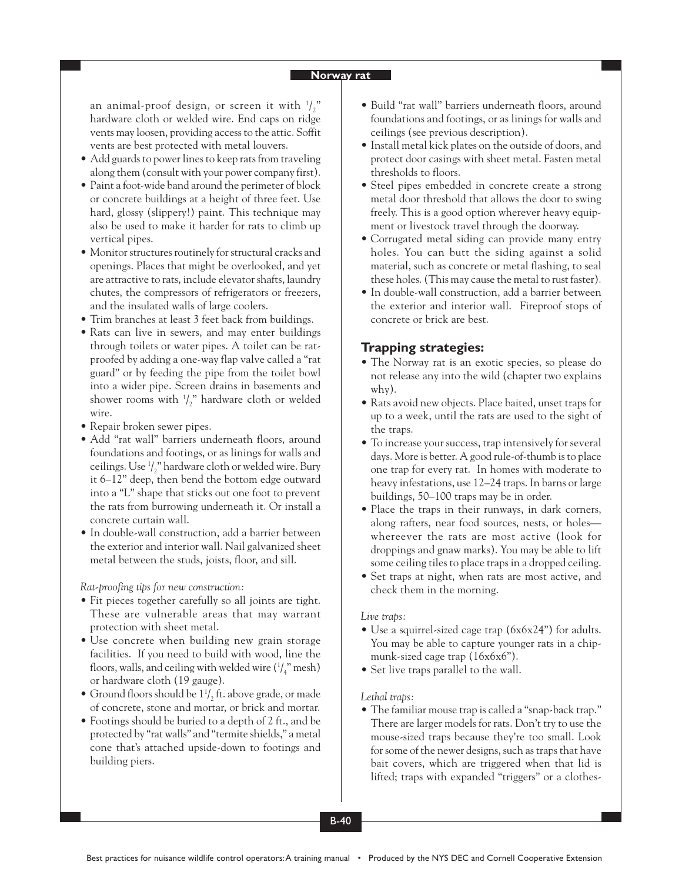an animal-proof design, or screen it with $^1/_2$" hardware cloth or welded wire. End caps on ridge vents may loosen, providing access to the attic. Soffit vents are best protected with metal louvers.

- Add guards to power lines to keep rats from traveling along them (consult with your power company first).
- Paint a foot-wide band around the perimeter of block or concrete buildings at a height of three feet. Use hard, glossy (slippery!) paint. This technique may also be used to make it harder for rats to climb up vertical pipes.
- Monitor structures routinely for structural cracks and openings. Places that might be overlooked, and yet are attractive to rats, include elevator shafts, laundry chutes, the compressors of refrigerators or freezers, and the insulated walls of large coolers.
- Trim branches at least 3 feet back from buildings.
- Rats can live in sewers, and may enter buildings through toilets or water pipes. A toilet can be rat-proofed by adding a one-way flap valve called a "rat guard" or by feeding the pipe from the toilet bowl into a wider pipe. Screen drains in basements and shower rooms with $^1/_2$" hardware cloth or welded wire.
- Repair broken sewer pipes.
- Add "rat wall" barriers underneath floors, around foundations and footings, or as linings for walls and ceilings. Use $^1/_2$" hardware cloth or welded wire. Bury it 6–12" deep, then bend the bottom edge outward into a "L" shape that sticks out one foot to prevent the rats from burrowing underneath it. Or install a concrete curtain wall.
- In double-wall construction, add a barrier between the exterior and interior wall. Nail galvanized sheet metal between the studs, joists, floor, and sill.

*Rat-proofing tips for new construction:*

- Fit pieces together carefully so all joints are tight. These are vulnerable areas that may warrant protection with sheet metal.
- Use concrete when building new grain storage facilities. If you need to build with wood, line the floors, walls, and ceiling with welded wire ($^1/_4$" mesh) or hardware cloth (19 gauge).
- Ground floors should be $1^1/_2$ ft. above grade, or made of concrete, stone and mortar, or brick and mortar.
- Footings should be buried to a depth of 2 ft., and be protected by "rat walls" and "termite shields," a metal cone that's attached upside-down to footings and building piers.
- Build "rat wall" barriers underneath floors, around foundations and footings, or as linings for walls and ceilings (see previous description).
- Install metal kick plates on the outside of doors, and protect door casings with sheet metal. Fasten metal thresholds to floors.
- Steel pipes embedded in concrete create a strong metal door threshold that allows the door to swing freely. This is a good option wherever heavy equipment or livestock travel through the doorway.
- Corrugated metal siding can provide many entry holes. You can butt the siding against a solid material, such as concrete or metal flashing, to seal these holes. (This may cause the metal to rust faster).
- In double-wall construction, add a barrier between the exterior and interior wall. Fireproof stops of concrete or brick are best.

## Trapping strategies:

- The Norway rat is an exotic species, so please do not release any into the wild (chapter two explains why).
- Rats avoid new objects. Place baited, unset traps for up to a week, until the rats are used to the sight of the traps.
- To increase your success, trap intensively for several days. More is better. A good rule-of-thumb is to place one trap for every rat. In homes with moderate to heavy infestations, use 12–24 traps. In barns or large buildings, 50–100 traps may be in order.
- Place the traps in their runways, in dark corners, along rafters, near food sources, nests, or holes—whereever the rats are most active (look for droppings and gnaw marks). You may be able to lift some ceiling tiles to place traps in a dropped ceiling.
- Set traps at night, when rats are most active, and check them in the morning.

*Live traps:*

- Use a squirrel-sized cage trap (6x6x24") for adults. You may be able to capture younger rats in a chipmunk-sized cage trap (16x6x6").
- Set live traps parallel to the wall.

*Lethal traps:*

- The familiar mouse trap is called a "snap-back trap." There are larger models for rats. Don't try to use the mouse-sized traps because they're too small. Look for some of the newer designs, such as traps that have bait covers, which are triggered when that lid is lifted; traps with expanded "triggers" or a clothes-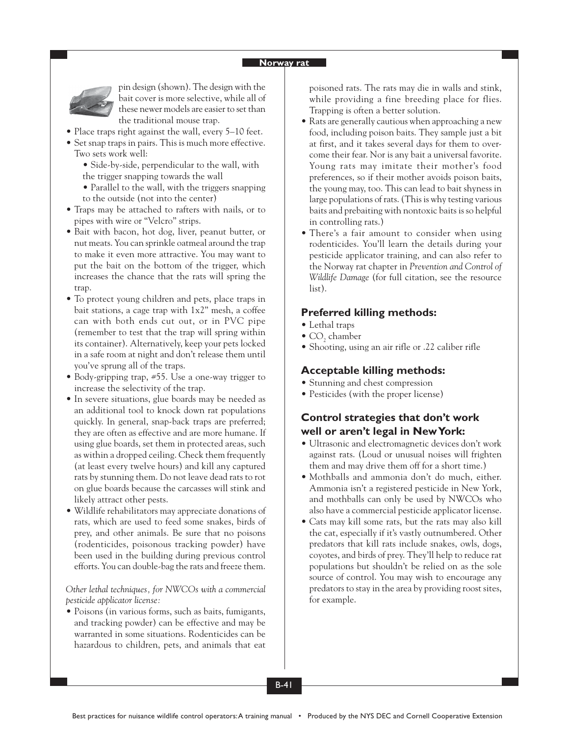pin design (shown). The design with the bait cover is more selective, while all of these newer models are easier to set than the traditional mouse trap.

- Place traps right against the wall, every 5–10 feet.
- Set snap traps in pairs. This is much more effective. Two sets work well:
  - Side-by-side, perpendicular to the wall, with the trigger snapping towards the wall
  - Parallel to the wall, with the triggers snapping to the outside (not into the center)
- Traps may be attached to rafters with nails, or to pipes with wire or "Velcro" strips.
- Bait with bacon, hot dog, liver, peanut butter, or nut meats. You can sprinkle oatmeal around the trap to make it even more attractive. You may want to put the bait on the bottom of the trigger, which increases the chance that the rats will spring the trap.
- To protect young children and pets, place traps in bait stations, a cage trap with 1x2" mesh, a coffee can with both ends cut out, or in PVC pipe (remember to test that the trap will spring within its container). Alternatively, keep your pets locked in a safe room at night and don't release them until you've sprung all of the traps.
- Body-gripping trap, #55. Use a one-way trigger to increase the selectivity of the trap.
- In severe situations, glue boards may be needed as an additional tool to knock down rat populations quickly. In general, snap-back traps are preferred; they are often as effective and are more humane. If using glue boards, set them in protected areas, such as within a dropped ceiling. Check them frequently (at least every twelve hours) and kill any captured rats by stunning them. Do not leave dead rats to rot on glue boards because the carcasses will stink and likely attract other pests.
- Wildlife rehabilitators may appreciate donations of rats, which are used to feed some snakes, birds of prey, and other animals. Be sure that no poisons (rodenticides, poisonous tracking powder) have been used in the building during previous control efforts. You can double-bag the rats and freeze them.

*Other lethal techniques, for NWCOs with a commercial pesticide applicator license:*

- Poisons (in various forms, such as baits, fumigants, and tracking powder) can be effective and may be warranted in some situations. Rodenticides can be hazardous to children, pets, and animals that eat poisoned rats. The rats may die in walls and stink, while providing a fine breeding place for flies. Trapping is often a better solution.
- Rats are generally cautious when approaching a new food, including poison baits. They sample just a bit at first, and it takes several days for them to overcome their fear. Nor is any bait a universal favorite. Young rats may imitate their mother's food preferences, so if their mother avoids poison baits, the young may, too. This can lead to bait shyness in large populations of rats. (This is why testing various baits and prebaiting with nontoxic baits is so helpful in controlling rats.)
- There's a fair amount to consider when using rodenticides. You'll learn the details during your pesticide applicator training, and can also refer to the Norway rat chapter in *Prevention and Control of Wildlife Damage* (for full citation, see the resource list).

## Preferred killing methods:

- Lethal traps
- $CO_2$ chamber
- Shooting, using an air rifle or .22 caliber rifle

## Acceptable killing methods:

- Stunning and chest compression
- Pesticides (with the proper license)

## Control strategies that don't work well or aren't legal in New York:

- Ultrasonic and electromagnetic devices don't work against rats. (Loud or unusual noises will frighten them and may drive them off for a short time.)
- Mothballs and ammonia don't do much, either. Ammonia isn't a registered pesticide in New York, and mothballs can only be used by NWCOs who also have a commercial pesticide applicator license.
- Cats may kill some rats, but the rats may also kill the cat, especially if it's vastly outnumbered. Other predators that kill rats include snakes, owls, dogs, coyotes, and birds of prey. They'll help to reduce rat populations but shouldn't be relied on as the sole source of control. You may wish to encourage any predators to stay in the area by providing roost sites, for example.